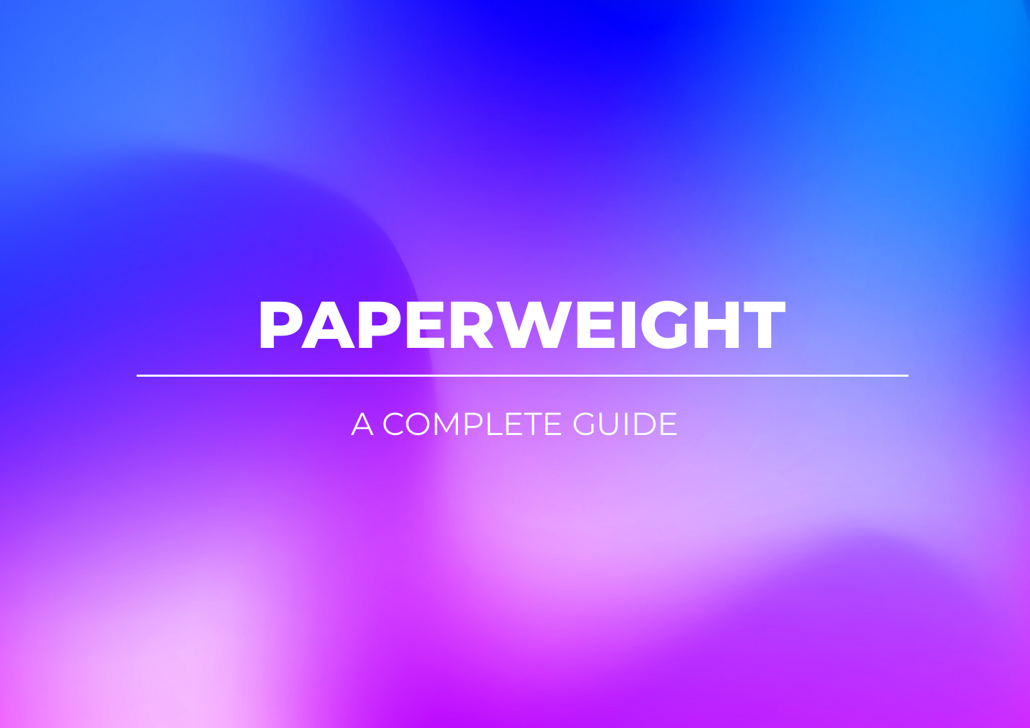# PAPERWEIGHT

---

A COMPLETE GUIDE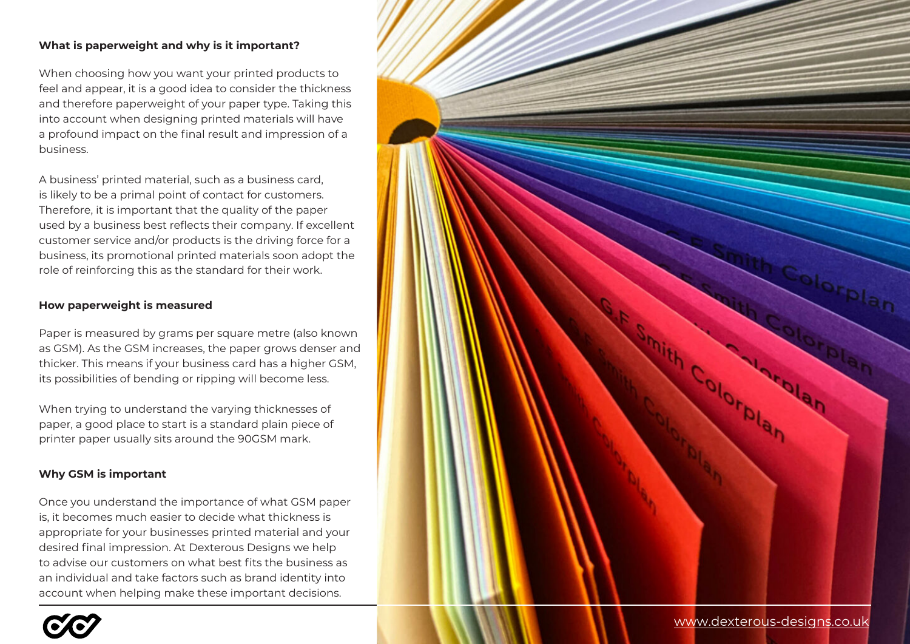### What is paperweight and why is it important?

When choosing how you want your printed products to feel and appear, it is a good idea to consider the thickness and therefore paperweight of your paper type. Taking this into account when designing printed materials will have a profound impact on the final result and impression of a business.

A business' printed material, such as a business card, is likely to be a primal point of contact for customers. Therefore, it is important that the quality of the paper used by a business best reflects their company. If excellent customer service and/or products is the driving force for a business, its promotional printed materials soon adopt the role of reinforcing this as the standard for their work.

### How paperweight is measured

Paper is measured by grams per square metre (also known as GSM). As the GSM increases, the paper grows denser and thicker. This means if your business card has a higher GSM, its possibilities of bending or ripping will become less.

When trying to understand the varying thicknesses of paper, a good place to start is a standard plain piece of printer paper usually sits around the 90GSM mark.

### Why GSM is important

Once you understand the importance of what GSM paper is, it becomes much easier to decide what thickness is appropriate for your businesses printed material and your desired final impression. At Dexterous Designs we help to advise our customers on what best fits the business as an individual and take factors such as brand identity into account when helping make these important decisions.

www.dexterous-designs.co.uk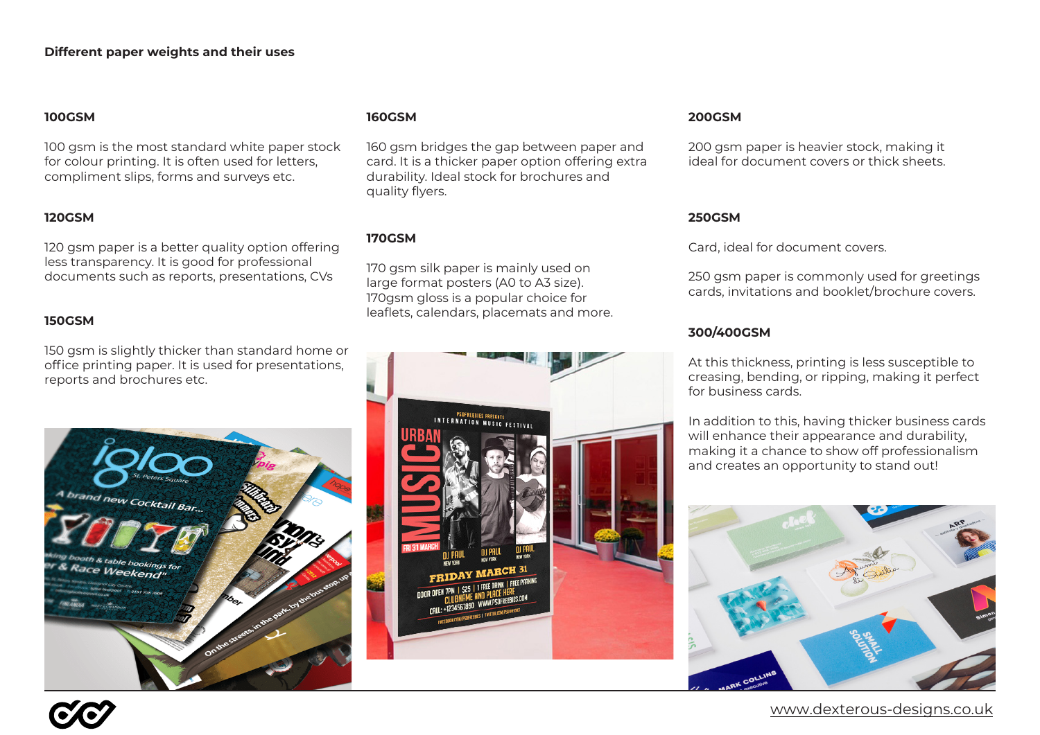## Different paper weights and their uses

### 100GSM

100 gsm is the most standard white paper stock for colour printing. It is often used for letters, compliment slips, forms and surveys etc.

### 120GSM

120 gsm paper is a better quality option offering less transparency. It is good for professional documents such as reports, presentations, CVs

### 150GSM

150 gsm is slightly thicker than standard home or office printing paper. It is used for presentations, reports and brochures etc.

### 160GSM

160 gsm bridges the gap between paper and card. It is a thicker paper option offering extra durability. Ideal stock for brochures and quality flyers.

### 170GSM

170 gsm silk paper is mainly used on large format posters (A0 to A3 size). 170gsm gloss is a popular choice for leaflets, calendars, placemats and more.

### 200GSM

200 gsm paper is heavier stock, making it ideal for document covers or thick sheets.

### 250GSM

Card, ideal for document covers.

250 gsm paper is commonly used for greetings cards, invitations and booklet/brochure covers.

### 300/400GSM

At this thickness, printing is less susceptible to creasing, bending, or ripping, making it perfect for business cards.

In addition to this, having thicker business cards will enhance their appearance and durability, making it a chance to show off professionalism and creates an opportunity to stand out!

www.dexterous-designs.co.uk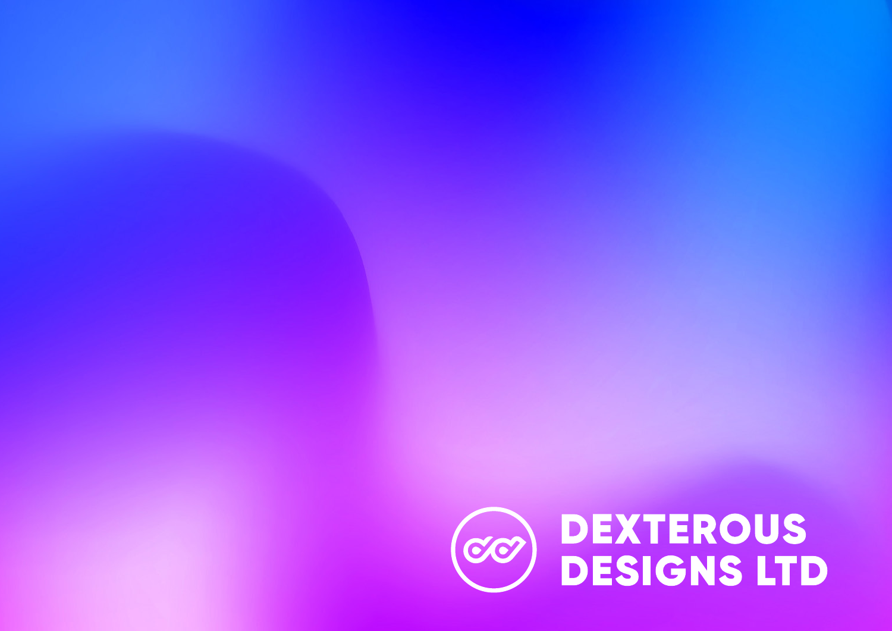DEXTEROUS DESIGNS LTD